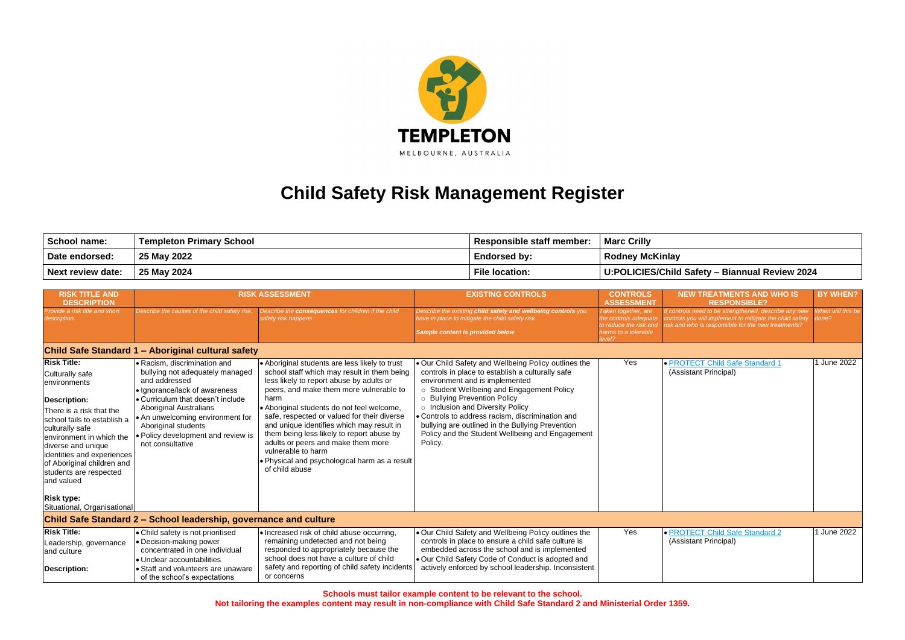TEMPLETON

MELBOURNE, AUSTRALIA

# Child Safety Risk Management Register

| **School name:** | **Templeton Primary School** | **Responsible staff member:** | **Marc Crilly** |
|---|---|---|---|
| **Date endorsed:** | **25 May 2022** | **Endorsed by:** | **Rodney McKinlay** |
| **Next review date:** | **25 May 2024** | **File location:** | **U:POLICIES/Child Safety – Biannual Review 2024** |

| RISK TITLE AND DESCRIPTION | RISK ASSESSMENT | | EXISTING CONTROLS | CONTROLS ASSESSMENT | NEW TREATMENTS AND WHO IS RESPONSIBLE? | BY WHEN? |
|---|---|---|---|---|---|---|
| *Provide a risk title and short description.* | *Describe the causes of the child safety risk.* | *Describe the **consequences** for children if the child safety risk happens* | *Describe the existing **child safety and wellbeing controls** you have in place to mitigate the child safety risk*<br><br>***Sample content is provided below*** | *Taken together, are the controls adequate to reduce the risk and harms to a tolerable level?* | *If controls need to be strengthened, describe any new controls you will implement to mitigate the child safety risk and who is responsible for the new treatments?* | *When will this be done?* |
| **Child Safe Standard 1 – Aboriginal cultural safety** | | | | | | |
| **Risk Title:**<br>Culturally safe environments<br><br>**Description:**<br>There is a risk that the school fails to establish a culturally safe environment in which the diverse and unique identities and experiences of Aboriginal children and students are respected and valued<br><br>**Risk type:**<br>Situational, Organisational | • Racism, discrimination and bullying not adequately managed and addressed<br>• Ignorance/lack of awareness<br>• Curriculum that doesn't include Aboriginal Australians<br>• An unwelcoming environment for Aboriginal students<br>• Policy development and review is not consultative | • Aboriginal students are less likely to trust school staff which may result in them being less likely to report abuse by adults or peers, and make them more vulnerable to harm<br>• Aboriginal students do not feel welcome, safe, respected or valued for their diverse and unique identifies which may result in them being less likely to report abuse by adults or peers and make them more vulnerable to harm<br>• Physical and psychological harm as a result of child abuse | • Our Child Safety and Wellbeing Policy outlines the controls in place to establish a culturally safe environment and is implemented<br>○ Student Wellbeing and Engagement Policy<br>○ Bullying Prevention Policy<br>○ Inclusion and Diversity Policy<br>• Controls to address racism, discrimination and bullying are outlined in the Bullying Prevention Policy and the Student Wellbeing and Engagement Policy. | Yes | • PROTECT Child Safe Standard 1 (Assistant Principal) | 1 June 2022 |
| **Child Safe Standard 2 – School leadership, governance and culture** | | | | | | |
| **Risk Title:**<br>Leadership, governance and culture<br><br>**Description:** | • Child safety is not prioritised<br>• Decision-making power concentrated in one individual<br>• Unclear accountabilities<br>• Staff and volunteers are unaware of the school's expectations | • Increased risk of child abuse occurring, remaining undetected and not being responded to appropriately because the school does not have a culture of child safety and reporting of child safety incidents or concerns | • Our Child Safety and Wellbeing Policy outlines the controls in place to ensure a child safe culture is embedded across the school and is implemented<br>• Our Child Safety Code of Conduct is adopted and actively enforced by school leadership. Inconsistent | Yes | • PROTECT Child Safe Standard 2 (Assistant Principal) | 1 June 2022 |

**Schools must tailor example content to be relevant to the school.**
**Not tailoring the examples content may result in non-compliance with Child Safe Standard 2 and Ministerial Order 1359.**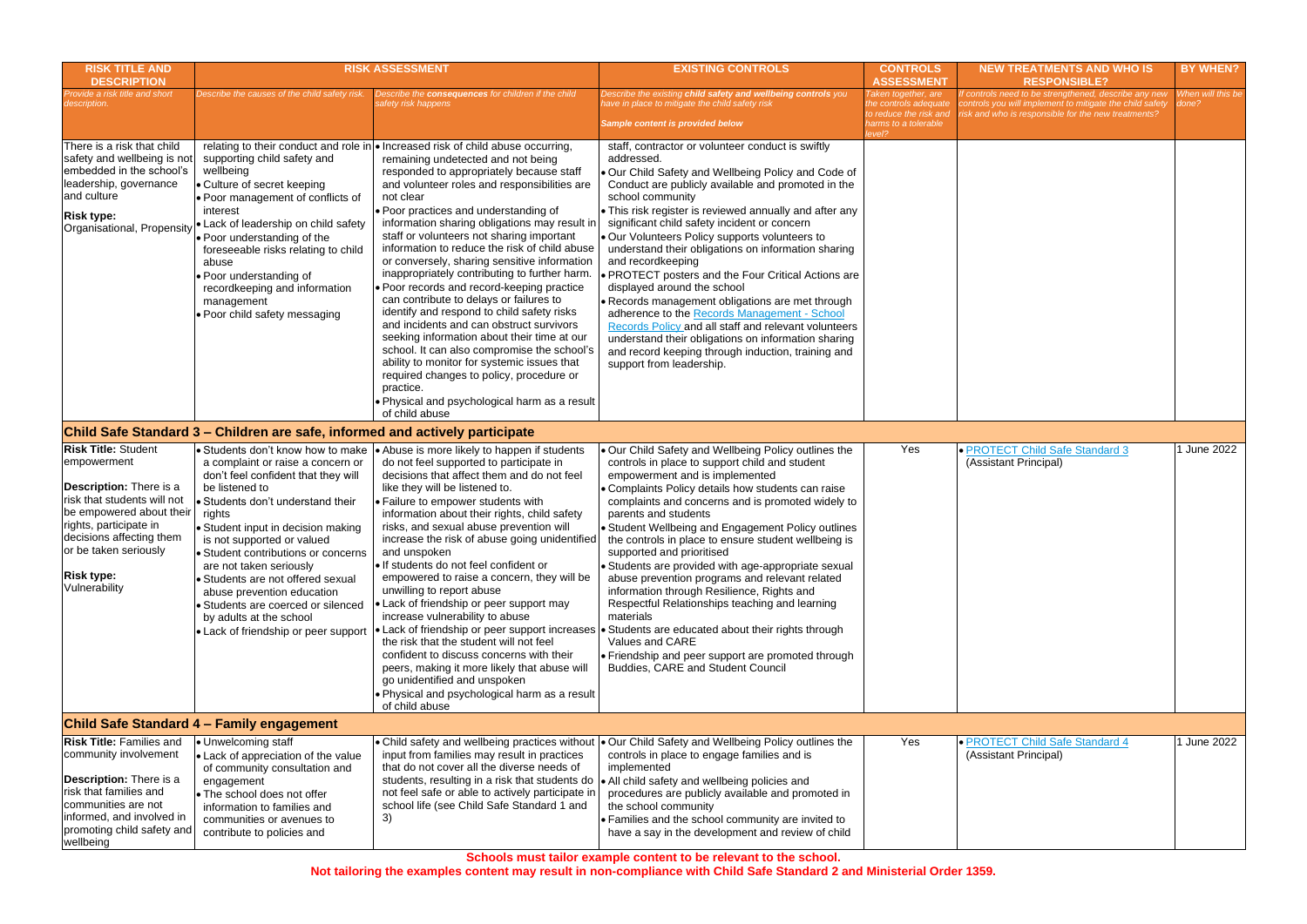| RISK TITLE AND DESCRIPTION | RISK ASSESSMENT | | EXISTING CONTROLS | CONTROLS ASSESSMENT | NEW TREATMENTS AND WHO IS RESPONSIBLE? | BY WHEN? |
|---|---|---|---|---|---|---|
| *Provide a risk title and short description.* | *Describe the causes of the child safety risk.* | *Describe the **consequences** for children if the child safety risk happens* | *Describe the existing **child safety and wellbeing controls** you have in place to mitigate the child safety risk* <br><br> ***Sample content is provided below*** | *Taken together, are the controls adequate to reduce the risk and harms to a tolerable level?* | *If controls need to be strengthened, describe any new controls you will implement to mitigate the child safety risk and who is responsible for the new treatments?* | *When will this be done?* |
| There is a risk that child safety and wellbeing is not embedded in the school's leadership, governance and culture <br><br> **Risk type:** Organisational, Propensity | relating to their conduct and role in supporting child safety and wellbeing <br> • Culture of secret keeping <br> • Poor management of conflicts of interest <br> • Lack of leadership on child safety <br> • Poor understanding of the foreseeable risks relating to child abuse <br> • Poor understanding of recordkeeping and information management <br> • Poor child safety messaging | • Increased risk of child abuse occurring, remaining undetected and not being responded to appropriately because staff and volunteer roles and responsibilities are not clear <br> • Poor practices and understanding of information sharing obligations may result in staff or volunteers not sharing important information to reduce the risk of child abuse or conversely, sharing sensitive information inappropriately contributing to further harm. <br> • Poor records and record-keeping practice can contribute to delays or failures to identify and respond to child safety risks and incidents and can obstruct survivors seeking information about their time at our school. It can also compromise the school's ability to monitor for systemic issues that required changes to policy, procedure or practice. <br> • Physical and psychological harm as a result of child abuse | staff, contractor or volunteer conduct is swiftly addressed. <br> • Our Child Safety and Wellbeing Policy and Code of Conduct are publicly available and promoted in the school community <br> • This risk register is reviewed annually and after any significant child safety incident or concern <br> • Our Volunteers Policy supports volunteers to understand their obligations on information sharing and recordkeeping <br> • PROTECT posters and the Four Critical Actions are displayed around the school <br> • Records management obligations are met through adherence to the Records Management - School Records Policy and all staff and relevant volunteers understand their obligations on information sharing and record keeping through induction, training and support from leadership. | | | |
| **Child Safe Standard 3 – Children are safe, informed and actively participate** | | | | | | |
| **Risk Title:** Student empowerment <br><br> **Description:** There is a risk that students will not be empowered about their rights, participate in decisions affecting them or be taken seriously <br><br> **Risk type:** Vulnerability | • Students don't know how to make a complaint or raise a concern or don't feel confident that they will be listened to <br> • Students don't understand their rights <br> • Student input in decision making is not supported or valued <br> • Student contributions or concerns are not taken seriously <br> • Students are not offered sexual abuse prevention education <br> • Students are coerced or silenced by adults at the school <br> • Lack of friendship or peer support | • Abuse is more likely to happen if students do not feel supported to participate in decisions that affect them and do not feel like they will be listened to. <br> • Failure to empower students with information about their rights, child safety risks, and sexual abuse prevention will increase the risk of abuse going unidentified and unspoken <br> • If students do not feel confident or empowered to raise a concern, they will be unwilling to report abuse <br> • Lack of friendship or peer support may increase vulnerability to abuse <br> • Lack of friendship or peer support increases the risk that the student will not feel confident to discuss concerns with their peers, making it more likely that abuse will go unidentified and unspoken <br> • Physical and psychological harm as a result of child abuse | • Our Child Safety and Wellbeing Policy outlines the controls in place to support child and student empowerment and is implemented <br> • Complaints Policy details how students can raise complaints and concerns and is promoted widely to parents and students <br> • Student Wellbeing and Engagement Policy outlines the controls in place to ensure student wellbeing is supported and prioritised <br> • Students are provided with age-appropriate sexual abuse prevention programs and relevant related information through Resilience, Rights and Respectful Relationships teaching and learning materials <br> • Students are educated about their rights through Values and CARE <br> • Friendship and peer support are promoted through Buddies, CARE and Student Council | Yes | • PROTECT Child Safe Standard 3 (Assistant Principal) | 1 June 2022 |
| **Child Safe Standard 4 – Family engagement** | | | | | | |
| **Risk Title:** Families and community involvement <br><br> **Description:** There is a risk that families and communities are not informed, and involved in promoting child safety and wellbeing | • Unwelcoming staff <br> • Lack of appreciation of the value of community consultation and engagement <br> • The school does not offer information to families and communities or avenues to contribute to policies and | • Child safety and wellbeing practices without input from families may result in practices that do not cover all the diverse needs of students, resulting in a risk that students do not feel safe or able to actively participate in school life (see Child Safe Standard 1 and 3) | • Our Child Safety and Wellbeing Policy outlines the controls in place to engage families and is implemented <br> • All child safety and wellbeing policies and procedures are publicly available and promoted in the school community <br> • Families and the school community are invited to have a say in the development and review of child | Yes | • PROTECT Child Safe Standard 4 (Assistant Principal) | 1 June 2022 |

**Schools must tailor example content to be relevant to the school.**
**Not tailoring the examples content may result in non-compliance with Child Safe Standard 2 and Ministerial Order 1359.**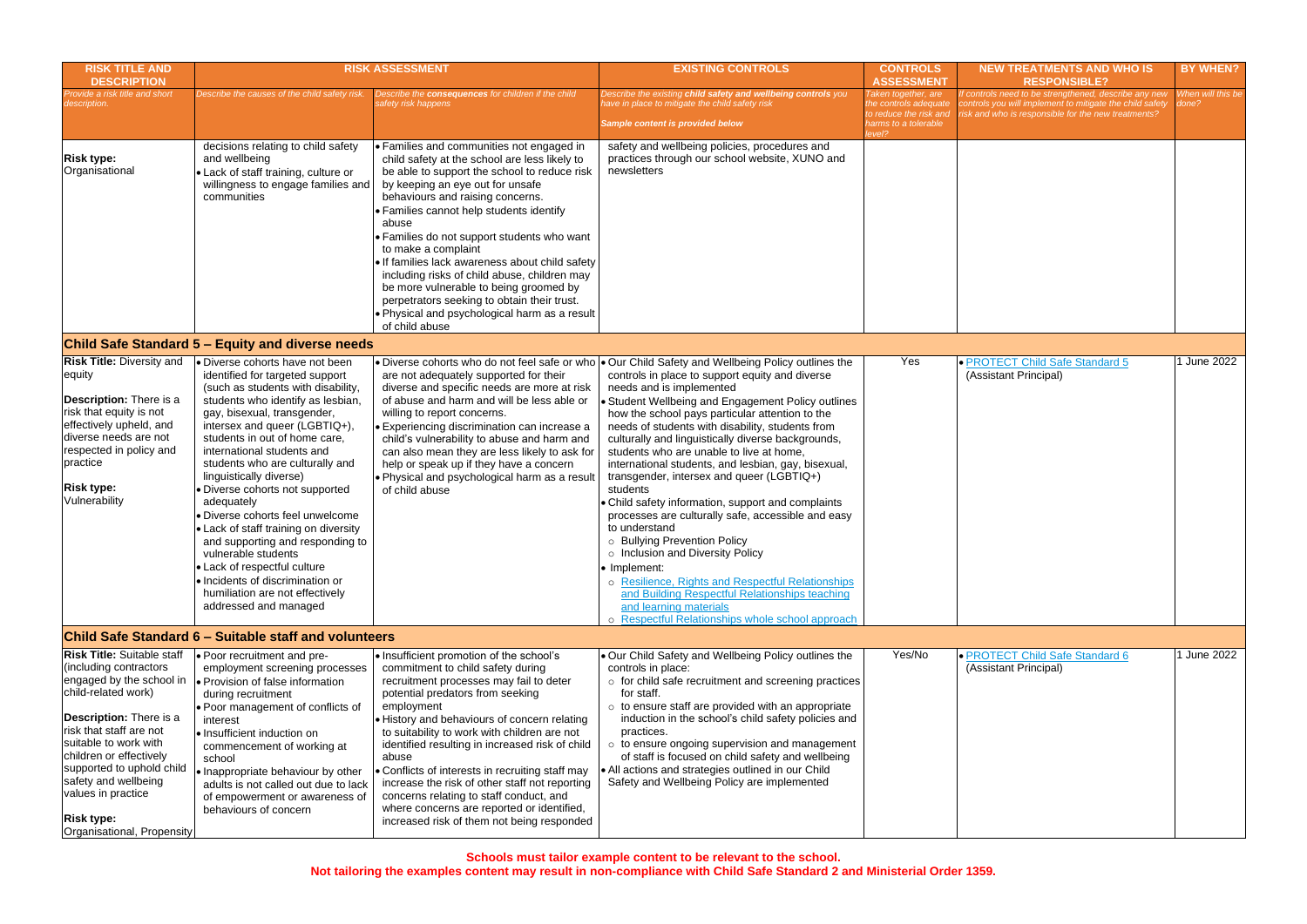| RISK TITLE AND DESCRIPTION | RISK ASSESSMENT | | EXISTING CONTROLS | CONTROLS ASSESSMENT | NEW TREATMENTS AND WHO IS RESPONSIBLE? | BY WHEN? |
|---|---|---|---|---|---|---|
| *Provide a risk title and short description.* | *Describe the causes of the child safety risk.* | *Describe the **consequences** for children if the child safety risk happens* | *Describe the existing **child safety and wellbeing controls** you have in place to mitigate the child safety risk*<br><br>***Sample content is provided below*** | *Taken together, are the controls adequate to reduce the risk and harms to a tolerable level?* | *If controls need to be strengthened, describe any new controls you will implement to mitigate the child safety risk and who is responsible for the new treatments?* | *When will this be done?* |
| **Risk type:**<br>Organisational | decisions relating to child safety and wellbeing<br>• Lack of staff training, culture or willingness to engage families and communities | • Families and communities not engaged in child safety at the school are less likely to be able to support the school to reduce risk by keeping an eye out for unsafe behaviours and raising concerns.<br>• Families cannot help students identify abuse<br>• Families do not support students who want to make a complaint<br>• If families lack awareness about child safety including risks of child abuse, children may be more vulnerable to being groomed by perpetrators seeking to obtain their trust.<br>• Physical and psychological harm as a result of child abuse | safety and wellbeing policies, procedures and practices through our school website, XUNO and newsletters | | | |
| **Child Safe Standard 5 – Equity and diverse needs** | | | | | | |
| **Risk Title:** Diversity and equity<br><br>**Description:** There is a risk that equity is not effectively upheld, and diverse needs are not respected in policy and practice<br><br>**Risk type:**<br>Vulnerability | • Diverse cohorts have not been identified for targeted support (such as students with disability, students who identify as lesbian, gay, bisexual, transgender, intersex and queer (LGBTIQ+), students in out of home care, international students and students who are culturally and linguistically diverse)<br>• Diverse cohorts not supported adequately<br>• Diverse cohorts feel unwelcome<br>• Lack of staff training on diversity and supporting and responding to vulnerable students<br>• Lack of respectful culture<br>• Incidents of discrimination or humiliation are not effectively addressed and managed | • Diverse cohorts who do not feel safe or who are not adequately supported for their diverse and specific needs are more at risk of abuse and harm and will be less able or willing to report concerns.<br>• Experiencing discrimination can increase a child's vulnerability to abuse and harm and can also mean they are less likely to ask for help or speak up if they have a concern<br>• Physical and psychological harm as a result of child abuse | • Our Child Safety and Wellbeing Policy outlines the controls in place to support equity and diverse needs and is implemented<br>• Student Wellbeing and Engagement Policy outlines how the school pays particular attention to the needs of students with disability, students from culturally and linguistically diverse backgrounds, students who are unable to live at home, international students, and lesbian, gay, bisexual, transgender, intersex and queer (LGBTIQ+) students<br>• Child safety information, support and complaints processes are culturally safe, accessible and easy to understand<br>○ Bullying Prevention Policy<br>○ Inclusion and Diversity Policy<br>• Implement:<br>○ Resilience, Rights and Respectful Relationships and Building Respectful Relationships teaching and learning materials<br>○ Respectful Relationships whole school approach | Yes | • PROTECT Child Safe Standard 5 (Assistant Principal) | 1 June 2022 |
| **Child Safe Standard 6 – Suitable staff and volunteers** | | | | | | |
| **Risk Title:** Suitable staff (including contractors engaged by the school in child-related work)<br><br>**Description:** There is a risk that staff are not suitable to work with children or effectively supported to uphold child safety and wellbeing values in practice<br><br>**Risk type:**<br>Organisational, Propensity | • Poor recruitment and pre-employment screening processes<br>• Provision of false information during recruitment<br>• Poor management of conflicts of interest<br>• Insufficient induction on commencement of working at school<br>• Inappropriate behaviour by other adults is not called out due to lack of empowerment or awareness of behaviours of concern | • Insufficient promotion of the school's commitment to child safety during recruitment processes may fail to deter potential predators from seeking employment<br>• History and behaviours of concern relating to suitability to work with children are not identified resulting in increased risk of child abuse<br>• Conflicts of interests in recruiting staff may increase the risk of other staff not reporting concerns relating to staff conduct, and where concerns are reported or identified, increased risk of them not being responded | • Our Child Safety and Wellbeing Policy outlines the controls in place:<br>○ for child safe recruitment and screening practices for staff.<br>○ to ensure staff are provided with an appropriate induction in the school's child safety policies and practices.<br>○ to ensure ongoing supervision and management of staff is focused on child safety and wellbeing<br>• All actions and strategies outlined in our Child Safety and Wellbeing Policy are implemented | Yes/No | • PROTECT Child Safe Standard 6 (Assistant Principal) | 1 June 2022 |

**Schools must tailor example content to be relevant to the school.**
**Not tailoring the examples content may result in non-compliance with Child Safe Standard 2 and Ministerial Order 1359.**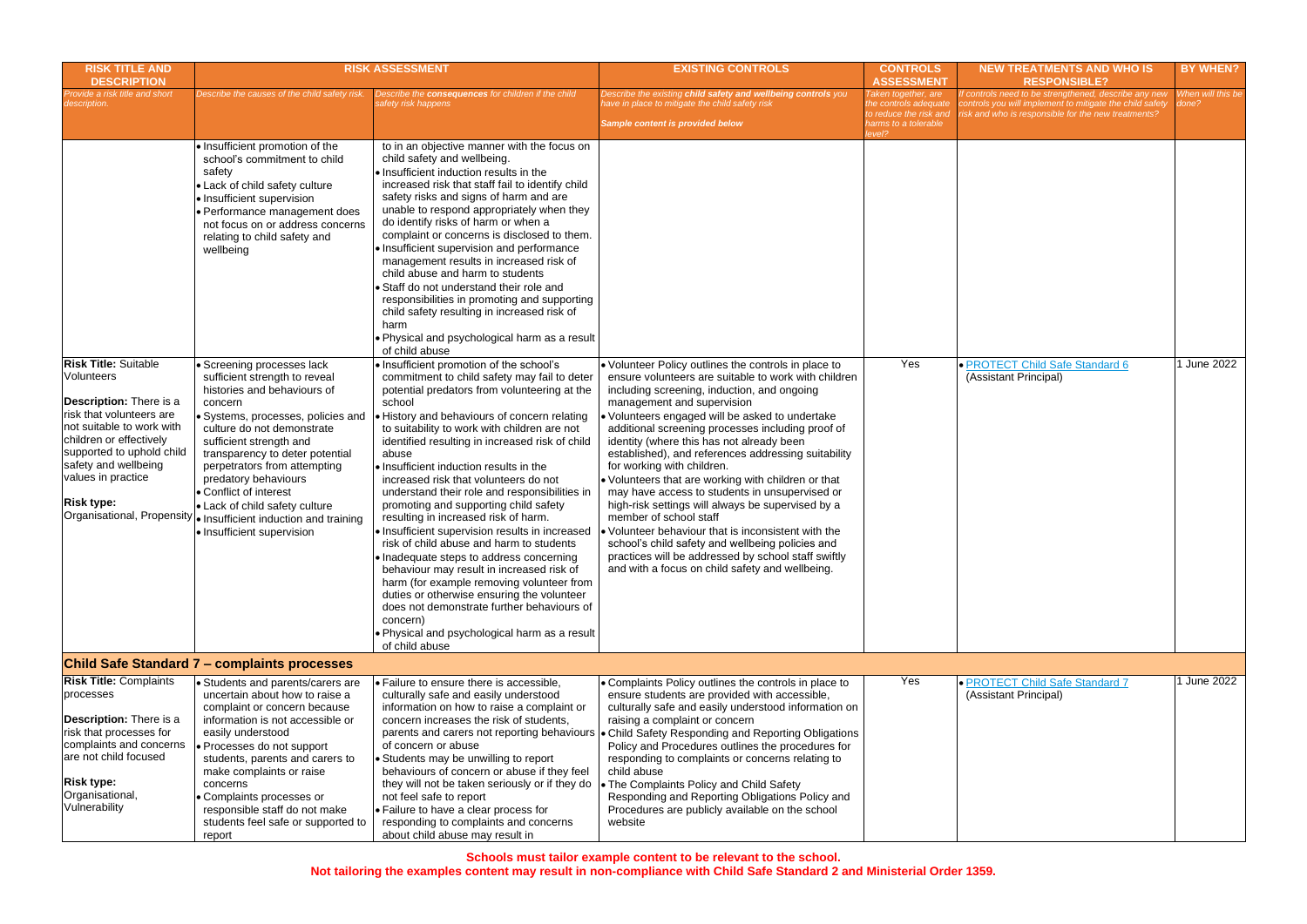| RISK TITLE AND DESCRIPTION | RISK ASSESSMENT | | EXISTING CONTROLS | CONTROLS ASSESSMENT | NEW TREATMENTS AND WHO IS RESPONSIBLE? | BY WHEN? |
|---|---|---|---|---|---|---|
| *Provide a risk title and short description.* | *Describe the causes of the child safety risk.* | *Describe the **consequences** for children if the child safety risk happens* | *Describe the existing **child safety and wellbeing controls** you have in place to mitigate the child safety risk*<br><br>***Sample content is provided below*** | *Taken together, are the controls adequate to reduce the risk and harms to a tolerable level?* | *If controls need to be strengthened, describe any new controls you will implement to mitigate the child safety risk and who is responsible for the new treatments?* | *When will this be done?* |
| | • Insufficient promotion of the school's commitment to child safety<br>• Lack of child safety culture<br>• Insufficient supervision<br>• Performance management does not focus on or address concerns relating to child safety and wellbeing | to in an objective manner with the focus on child safety and wellbeing.<br>• Insufficient induction results in the increased risk that staff fail to identify child safety risks and signs of harm and are unable to respond appropriately when they do identify risks of harm or when a complaint or concerns is disclosed to them.<br>• Insufficient supervision and performance management results in increased risk of child abuse and harm to students<br>• Staff do not understand their role and responsibilities in promoting and supporting child safety resulting in increased risk of harm<br>• Physical and psychological harm as a result of child abuse | | | | |
| **Risk Title:** Suitable Volunteers<br><br>**Description:** There is a risk that volunteers are not suitable to work with children or effectively supported to uphold child safety and wellbeing values in practice<br><br>**Risk type:** Organisational, Propensity | • Screening processes lack sufficient strength to reveal histories and behaviours of concern<br>• Systems, processes, policies and culture do not demonstrate sufficient strength and transparency to deter potential perpetrators from attempting predatory behaviours<br>• Conflict of interest<br>• Lack of child safety culture<br>• Insufficient induction and training<br>• Insufficient supervision | • Insufficient promotion of the school's commitment to child safety may fail to deter potential predators from volunteering at the school<br>• History and behaviours of concern relating to suitability to work with children are not identified resulting in increased risk of child abuse<br>• Insufficient induction results in the increased risk that volunteers do not understand their role and responsibilities in promoting and supporting child safety resulting in increased risk of harm.<br>• Insufficient supervision results in increased risk of child abuse and harm to students<br>• Inadequate steps to address concerning behaviour may result in increased risk of harm (for example removing volunteer from duties or otherwise ensuring the volunteer does not demonstrate further behaviours of concern)<br>• Physical and psychological harm as a result of child abuse | • Volunteer Policy outlines the controls in place to ensure volunteers are suitable to work with children including screening, induction, and ongoing management and supervision<br>• Volunteers engaged will be asked to undertake additional screening processes including proof of identity (where this has not already been established), and references addressing suitability for working with children.<br>• Volunteers that are working with children or that may have access to students in unsupervised or high-risk settings will always be supervised by a member of school staff<br>• Volunteer behaviour that is inconsistent with the school's child safety and wellbeing policies and practices will be addressed by school staff swiftly and with a focus on child safety and wellbeing. | Yes | • PROTECT Child Safe Standard 6 (Assistant Principal) | 1 June 2022 |
| **Child Safe Standard 7 – complaints processes** | | | | | | |
| **Risk Title:** Complaints processes<br><br>**Description:** There is a risk that processes for complaints and concerns are not child focused<br><br>**Risk type:** Organisational, Vulnerability | • Students and parents/carers are uncertain about how to raise a complaint or concern because information is not accessible or easily understood<br>• Processes do not support students, parents and carers to make complaints or raise concerns<br>• Complaints processes or responsible staff do not make students feel safe or supported to report | • Failure to ensure there is accessible, culturally safe and easily understood information on how to raise a complaint or concern increases the risk of students, parents and carers not reporting behaviours of concern or abuse<br>• Students may be unwilling to report behaviours of concern or abuse if they feel they will not be taken seriously or if they do not feel safe to report<br>• Failure to have a clear process for responding to complaints and concerns about child abuse may result in | • Complaints Policy outlines the controls in place to ensure students are provided with accessible, culturally safe and easily understood information on raising a complaint or concern<br>• Child Safety Responding and Reporting Obligations Policy and Procedures outlines the procedures for responding to complaints or concerns relating to child abuse<br>• The Complaints Policy and Child Safety Responding and Reporting Obligations Policy and Procedures are publicly available on the school website | Yes | • PROTECT Child Safe Standard 7 (Assistant Principal) | 1 June 2022 |

**Schools must tailor example content to be relevant to the school.**
**Not tailoring the examples content may result in non-compliance with Child Safe Standard 2 and Ministerial Order 1359.**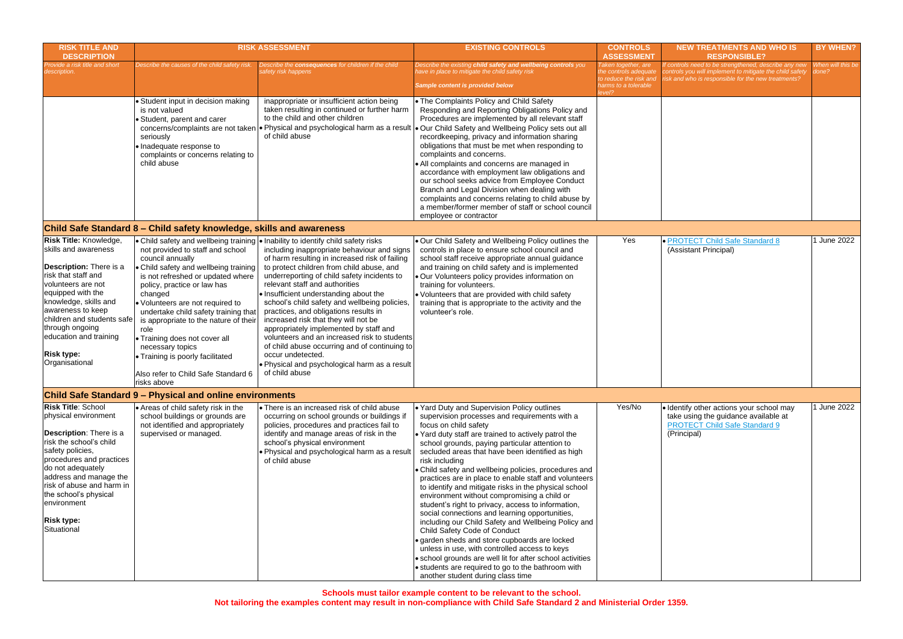| RISK TITLE AND DESCRIPTION | RISK ASSESSMENT | | EXISTING CONTROLS | CONTROLS ASSESSMENT | NEW TREATMENTS AND WHO IS RESPONSIBLE? | BY WHEN? |
|---|---|---|---|---|---|---|
| *Provide a risk title and short description.* | *Describe the causes of the child safety risk.* | *Describe the **consequences** for children if the child safety risk happens* | *Describe the existing **child safety and wellbeing controls** you have in place to mitigate the child safety risk*<br><br>***Sample content is provided below*** | *Taken together, are the controls adequate to reduce the risk and harms to a tolerable level?* | *If controls need to be strengthened, describe any new controls you will implement to mitigate the child safety risk and who is responsible for the new treatments?* | *When will this be done?* |
| | • Student input in decision making is not valued<br>• Student, parent and carer concerns/complaints are not taken seriously<br>• Inadequate response to complaints or concerns relating to child abuse | inappropriate or insufficient action being taken resulting in continued or further harm to the child and other children<br>• Physical and psychological harm as a result of child abuse | • The Complaints Policy and Child Safety Responding and Reporting Obligations Policy and Procedures are implemented by all relevant staff<br>• Our Child Safety and Wellbeing Policy sets out all recordkeeping, privacy and information sharing obligations that must be met when responding to complaints and concerns.<br>• All complaints and concerns are managed in accordance with employment law obligations and our school seeks advice from Employee Conduct Branch and Legal Division when dealing with complaints and concerns relating to child abuse by a member/former member of staff or school council employee or contractor | | | |
| **Child Safe Standard 8 – Child safety knowledge, skills and awareness** | | | | | | |
| **Risk Title:** Knowledge, skills and awareness<br><br>**Description:** There is a risk that staff and volunteers are not equipped with the knowledge, skills and awareness to keep children and students safe through ongoing education and training<br><br>**Risk type:** Organisational | • Child safety and wellbeing training not provided to staff and school council annually<br>• Child safety and wellbeing training is not refreshed or updated where policy, practice or law has changed<br>• Volunteers are not required to undertake child safety training that is appropriate to the nature of their role<br>• Training does not cover all necessary topics<br>• Training is poorly facilitated<br><br>Also refer to Child Safe Standard 6 risks above | • Inability to identify child safety risks including inappropriate behaviour and signs of harm resulting in increased risk of failing to protect children from child abuse, and underreporting of child safety incidents to relevant staff and authorities<br>• Insufficient understanding about the school's child safety and wellbeing policies, practices, and obligations results in increased risk that they will not be appropriately implemented by staff and volunteers and an increased risk to students of child abuse occurring and of continuing to occur undetected.<br>• Physical and psychological harm as a result of child abuse | • Our Child Safety and Wellbeing Policy outlines the controls in place to ensure school council and school staff receive appropriate annual guidance and training on child safety and is implemented<br>• Our Volunteers policy provides information on training for volunteers.<br>• Volunteers that are provided with child safety training that is appropriate to the activity and the volunteer's role. | Yes | • PROTECT Child Safe Standard 8<br>(Assistant Principal) | 1 June 2022 |
| **Child Safe Standard 9 – Physical and online environments** | | | | | | |
| **Risk Title**: School physical environment<br><br>**Description**: There is a risk the school's child safety policies, procedures and practices do not adequately address and manage the risk of abuse and harm in the school's physical environment<br><br>**Risk type:** Situational | • Areas of child safety risk in the school buildings or grounds are not identified and appropriately supervised or managed. | • There is an increased risk of child abuse occurring on school grounds or buildings if policies, procedures and practices fail to identify and manage areas of risk in the school's physical environment<br>• Physical and psychological harm as a result of child abuse | • Yard Duty and Supervision Policy outlines supervision processes and requirements with a focus on child safety<br>• Yard duty staff are trained to actively patrol the school grounds, paying particular attention to secluded areas that have been identified as high risk including<br>• Child safety and wellbeing policies, procedures and practices are in place to enable staff and volunteers to identify and mitigate risks in the physical school environment without compromising a child or student's right to privacy, access to information, social connections and learning opportunities, including our Child Safety and Wellbeing Policy and Child Safety Code of Conduct<br>• garden sheds and store cupboards are locked unless in use, with controlled access to keys<br>• school grounds are well lit for after school activities<br>• students are required to go to the bathroom with another student during class time | Yes/No | • Identify other actions your school may take using the guidance available at PROTECT Child Safe Standard 9<br>(Principal) | 1 June 2022 |

**Schools must tailor example content to be relevant to the school.**
**Not tailoring the examples content may result in non-compliance with Child Safe Standard 2 and Ministerial Order 1359.**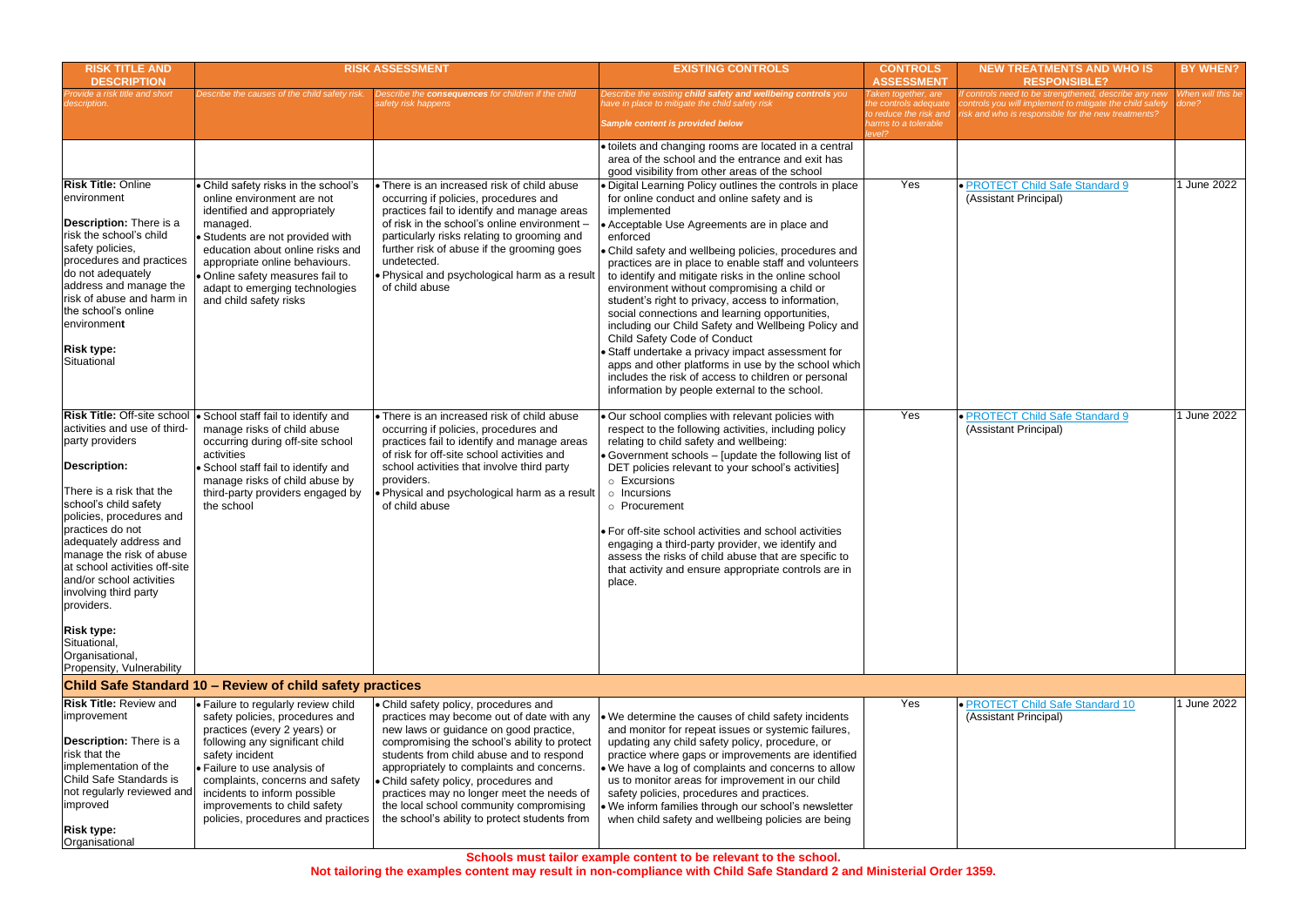| RISK TITLE AND DESCRIPTION | RISK ASSESSMENT | | EXISTING CONTROLS | CONTROLS ASSESSMENT | NEW TREATMENTS AND WHO IS RESPONSIBLE? | BY WHEN? |
|---|---|---|---|---|---|---|
| *Provide a risk title and short description.* | *Describe the causes of the child safety risk.* | *Describe the **consequences** for children if the child safety risk happens* | *Describe the existing **child safety and wellbeing controls** you have in place to mitigate the child safety risk*<br><br>***Sample content is provided below*** | *Taken together, are the controls adequate to reduce the risk and harms to a tolerable level?* | *If controls need to be strengthened, describe any new controls you will implement to mitigate the child safety risk and who is responsible for the new treatments?* | *When will this be done?* |
| | | | • toilets and changing rooms are located in a central area of the school and the entrance and exit has good visibility from other areas of the school | | | |
| **Risk Title:** Online environment<br><br>**Description:** There is a risk the school's child safety policies, procedures and practices do not adequately address and manage the risk of abuse and harm in the school's online environment<br><br>**Risk type:**<br>Situational | • Child safety risks in the school's online environment are not identified and appropriately managed.<br>• Students are not provided with education about online risks and appropriate online behaviours.<br>• Online safety measures fail to adapt to emerging technologies and child safety risks | • There is an increased risk of child abuse occurring if policies, procedures and practices fail to identify and manage areas of risk in the school's online environment – particularly risks relating to grooming and further risk of abuse if the grooming goes undetected.<br>• Physical and psychological harm as a result of child abuse | • Digital Learning Policy outlines the controls in place for online conduct and online safety and is implemented<br>• Acceptable Use Agreements are in place and enforced<br>• Child safety and wellbeing policies, procedures and practices are in place to enable staff and volunteers to identify and mitigate risks in the online school environment without compromising a child or student's right to privacy, access to information, social connections and learning opportunities, including our Child Safety and Wellbeing Policy and Child Safety Code of Conduct<br>• Staff undertake a privacy impact assessment for apps and other platforms in use by the school which includes the risk of access to children or personal information by people external to the school. | Yes | • PROTECT Child Safe Standard 9<br>(Assistant Principal) | 1 June 2022 |
| **Risk Title:** Off-site school activities and use of third-party providers<br><br>**Description:**<br><br>There is a risk that the school's child safety policies, procedures and practices do not adequately address and manage the risk of abuse at school activities off-site and/or school activities involving third party providers.<br><br>**Risk type:**<br>Situational, Organisational, Propensity, Vulnerability | • School staff fail to identify and manage risks of child abuse occurring during off-site school activities<br>• School staff fail to identify and manage risks of child abuse by third-party providers engaged by the school | • There is an increased risk of child abuse occurring if policies, procedures and practices fail to identify and manage areas of risk for off-site school activities and school activities that involve third party providers.<br>• Physical and psychological harm as a result of child abuse | • Our school complies with relevant policies with respect to the following activities, including policy relating to child safety and wellbeing:<br>• Government schools – [update the following list of DET policies relevant to your school's activities]<br>  ○ Excursions<br>  ○ Incursions<br>  ○ Procurement<br><br>• For off-site school activities and school activities engaging a third-party provider, we identify and assess the risks of child abuse that are specific to that activity and ensure appropriate controls are in place. | Yes | • PROTECT Child Safe Standard 9<br>(Assistant Principal) | 1 June 2022 |
| **Child Safe Standard 10 – Review of child safety practices** | | | | | | |
| **Risk Title:** Review and improvement<br><br>**Description:** There is a risk that the implementation of the Child Safe Standards is not regularly reviewed and improved<br><br>**Risk type:**<br>Organisational | • Failure to regularly review child safety policies, procedures and practices (every 2 years) or following any significant child safety incident<br>• Failure to use analysis of complaints, concerns and safety incidents to inform possible improvements to child safety policies, procedures and practices | • Child safety policy, procedures and practices may become out of date with any new laws or guidance on good practice, compromising the school's ability to protect students from child abuse and to respond appropriately to complaints and concerns.<br>• Child safety policy, procedures and practices may no longer meet the needs of the local school community compromising the school's ability to protect students from | • We determine the causes of child safety incidents and monitor for repeat issues or systemic failures, updating any child safety policy, procedure, or practice where gaps or improvements are identified<br>• We have a log of complaints and concerns to allow us to monitor areas for improvement in our child safety policies, procedures and practices.<br>• We inform families through our school's newsletter when child safety and wellbeing policies are being | Yes | • PROTECT Child Safe Standard 10<br>(Assistant Principal) | 1 June 2022 |

**Schools must tailor example content to be relevant to the school.**
**Not tailoring the examples content may result in non-compliance with Child Safe Standard 2 and Ministerial Order 1359.**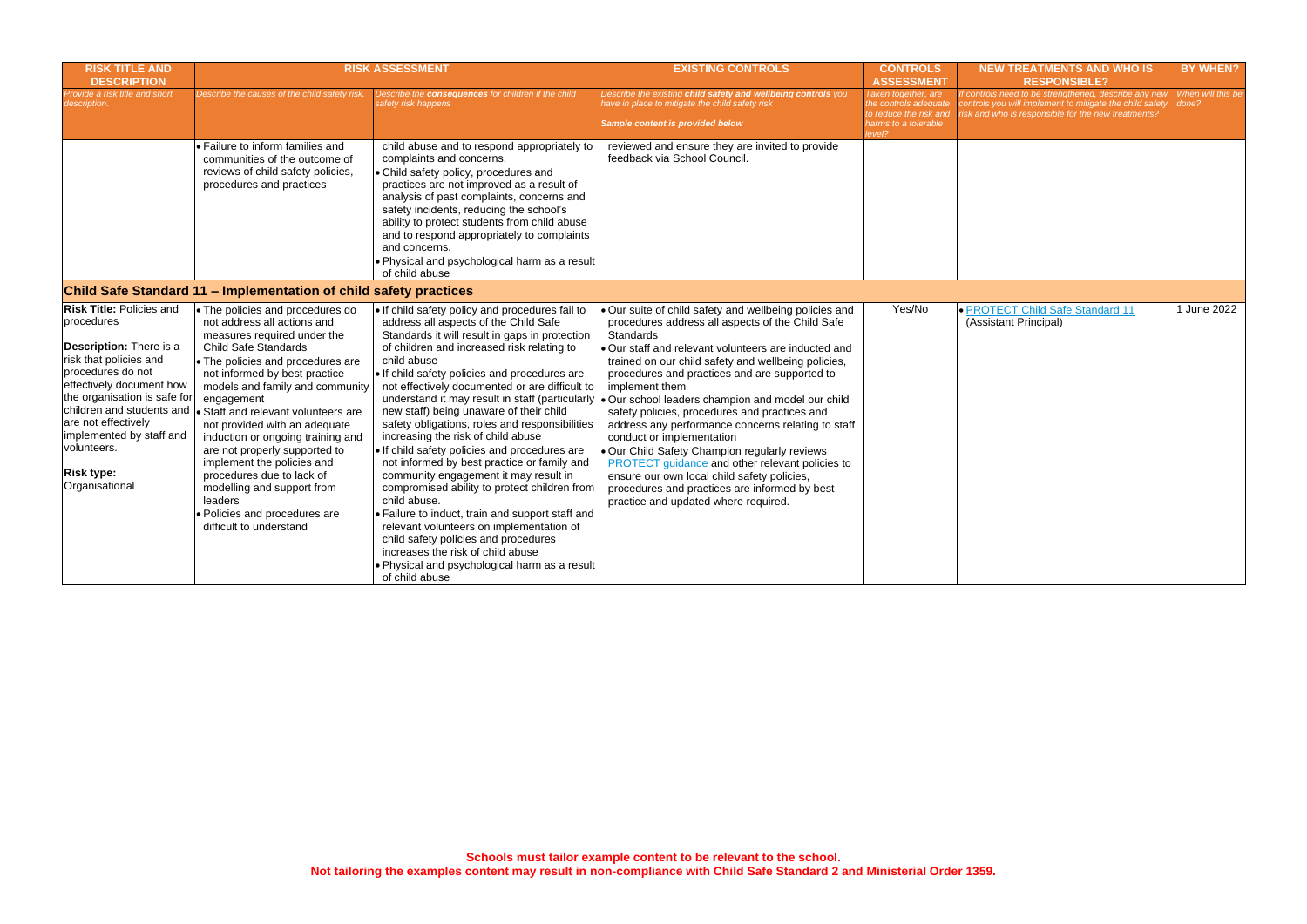| RISK TITLE AND DESCRIPTION | RISK ASSESSMENT | | EXISTING CONTROLS | CONTROLS ASSESSMENT | NEW TREATMENTS AND WHO IS RESPONSIBLE? | BY WHEN? |
|---|---|---|---|---|---|---|
| *Provide a risk title and short description.* | *Describe the causes of the child safety risk.* | *Describe the **consequences** for children if the child safety risk happens* | *Describe the existing **child safety and wellbeing controls** you have in place to mitigate the child safety risk*<br><br>***Sample content is provided below*** | *Taken together, are the controls adequate to reduce the risk and harms to a tolerable level?* | *If controls need to be strengthened, describe any new controls you will implement to mitigate the child safety risk and who is responsible for the new treatments?* | *When will this be done?* |
| | • Failure to inform families and communities of the outcome of reviews of child safety policies, procedures and practices | child abuse and to respond appropriately to complaints and concerns.<br>• Child safety policy, procedures and practices are not improved as a result of analysis of past complaints, concerns and safety incidents, reducing the school's ability to protect students from child abuse and to respond appropriately to complaints and concerns.<br>• Physical and psychological harm as a result of child abuse | reviewed and ensure they are invited to provide feedback via School Council. | | | |
| **Child Safe Standard 11 – Implementation of child safety practices** | | | | | | |
| **Risk Title:** Policies and procedures<br><br>**Description:** There is a risk that policies and procedures do not effectively document how the organisation is safe for children and students and are not effectively implemented by staff and volunteers.<br><br>**Risk type:** Organisational | • The policies and procedures do not address all actions and measures required under the Child Safe Standards<br>• The policies and procedures are not informed by best practice models and family and community engagement<br>• Staff and relevant volunteers are not provided with an adequate induction or ongoing training and are not properly supported to implement the policies and procedures due to lack of modelling and support from leaders<br>• Policies and procedures are difficult to understand | • If child safety policy and procedures fail to address all aspects of the Child Safe Standards it will result in gaps in protection of children and increased risk relating to child abuse<br>• If child safety policies and procedures are not effectively documented or are difficult to understand it may result in staff (particularly new staff) being unaware of their child safety obligations, roles and responsibilities increasing the risk of child abuse<br>• If child safety policies and procedures are not informed by best practice or family and community engagement it may result in compromised ability to protect children from child abuse.<br>• Failure to induct, train and support staff and relevant volunteers on implementation of child safety policies and procedures increases the risk of child abuse<br>• Physical and psychological harm as a result of child abuse | • Our suite of child safety and wellbeing policies and procedures address all aspects of the Child Safe Standards<br>• Our staff and relevant volunteers are inducted and trained on our child safety and wellbeing policies, procedures and practices and are supported to implement them<br>• Our school leaders champion and model our child safety policies, procedures and practices and address any performance concerns relating to staff conduct or implementation<br>• Our Child Safety Champion regularly reviews PROTECT guidance and other relevant policies to ensure our own local child safety policies, procedures and practices are informed by best practice and updated where required. | Yes/No | • PROTECT Child Safe Standard 11 (Assistant Principal) | 1 June 2022 |

**Schools must tailor example content to be relevant to the school.**
**Not tailoring the examples content may result in non-compliance with Child Safe Standard 2 and Ministerial Order 1359.**